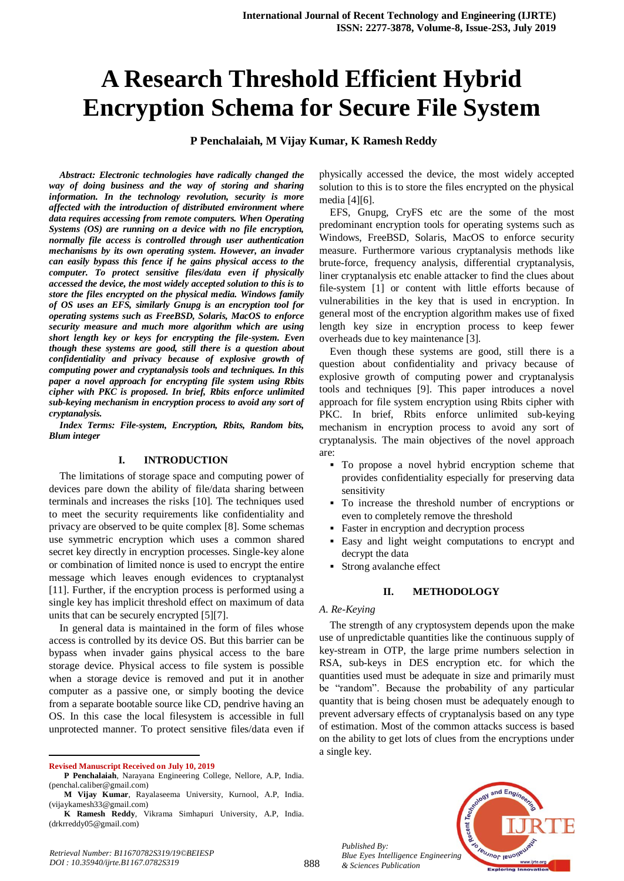# A Research Threshold Efficient Hybrid Encryption Schema for Secure File System

**P Penchalaiah, M Vijay Kumar, K Ramesh Reddy**

***Abstract: Electronic technologies have radically changed the way of doing business and the way of storing and sharing information. In the technology revolution, security is more affected with the introduction of distributed environment where data requires accessing from remote computers. When Operating Systems (OS) are running on a device with no file encryption, normally file access is controlled through user authentication mechanisms by its own operating system. However, an invader can easily bypass this fence if he gains physical access to the computer. To protect sensitive files/data even if physically accessed the device, the most widely accepted solution to this is to store the files encrypted on the physical media. Windows family of OS uses an EFS, similarly Gnupg is an encryption tool for operating systems such as FreeBSD, Solaris, MacOS to enforce security measure and much more algorithm which are using short length key or keys for encrypting the file-system. Even though these systems are good, still there is a question about confidentiality and privacy because of explosive growth of computing power and cryptanalysis tools and techniques. In this paper a novel approach for encrypting file system using Rbits cipher with PKC is proposed. In brief, Rbits enforce unlimited sub-keying mechanism in encryption process to avoid any sort of cryptanalysis.***

***Index Terms: File-system, Encryption, Rbits, Random bits, Blum integer***

## I. INTRODUCTION

The limitations of storage space and computing power of devices pare down the ability of file/data sharing between terminals and increases the risks [10]. The techniques used to meet the security requirements like confidentiality and privacy are observed to be quite complex [8]. Some schemas use symmetric encryption which uses a common shared secret key directly in encryption processes. Single-key alone or combination of limited nonce is used to encrypt the entire message which leaves enough evidences to cryptanalyst [11]. Further, if the encryption process is performed using a single key has implicit threshold effect on maximum of data units that can be securely encrypted [5][7].

In general data is maintained in the form of files whose access is controlled by its device OS. But this barrier can be bypass when invader gains physical access to the bare storage device. Physical access to file system is possible when a storage device is removed and put it in another computer as a passive one, or simply booting the device from a separate bootable source like CD, pendrive having an OS. In this case the local filesystem is accessible in full unprotected manner. To protect sensitive files/data even if physically accessed the device, the most widely accepted solution to this is to store the files encrypted on the physical media [4][6].

EFS, Gnupg, CryFS etc are the some of the most predominant encryption tools for operating systems such as Windows, FreeBSD, Solaris, MacOS to enforce security measure. Furthermore various cryptanalysis methods like brute-force, frequency analysis, differential cryptanalysis, liner cryptanalysis etc enable attacker to find the clues about file-system [1] or content with little efforts because of vulnerabilities in the key that is used in encryption. In general most of the encryption algorithm makes use of fixed length key size in encryption process to keep fewer overheads due to key maintenance [3].

Even though these systems are good, still there is a question about confidentiality and privacy because of explosive growth of computing power and cryptanalysis tools and techniques [9]. This paper introduces a novel approach for file system encryption using Rbits cipher with PKC. In brief, Rbits enforce unlimited sub-keying mechanism in encryption process to avoid any sort of cryptanalysis. The main objectives of the novel approach are:

- To propose a novel hybrid encryption scheme that provides confidentiality especially for preserving data sensitivity
- To increase the threshold number of encryptions or even to completely remove the threshold
- Faster in encryption and decryption process
- Easy and light weight computations to encrypt and decrypt the data
- Strong avalanche effect

## II. METHODOLOGY

### A. Re-Keying

The strength of any cryptosystem depends upon the make use of unpredictable quantities like the continuous supply of key-stream in OTP, the large prime numbers selection in RSA, sub-keys in DES encryption etc. for which the quantities used must be adequate in size and primarily must be "random". Because the probability of any particular quantity that is being chosen must be adequately enough to prevent adversary effects of cryptanalysis based on any type of estimation. Most of the common attacks success is based on the ability to get lots of clues from the encryptions under a single key.

---

**Revised Manuscript Received on July 10, 2019**

**P Penchalaiah**, Narayana Engineering College, Nellore, A.P, India. (penchal.caliber@gmail.com)

**M Vijay Kumar**, Rayalaseema University, Kurnool, A.P, India. (vijaykamesh33@gmail.com)

**K Ramesh Reddy**, Vikrama Simhapuri University, A.P, India. (drkrreddy05@gmail.com)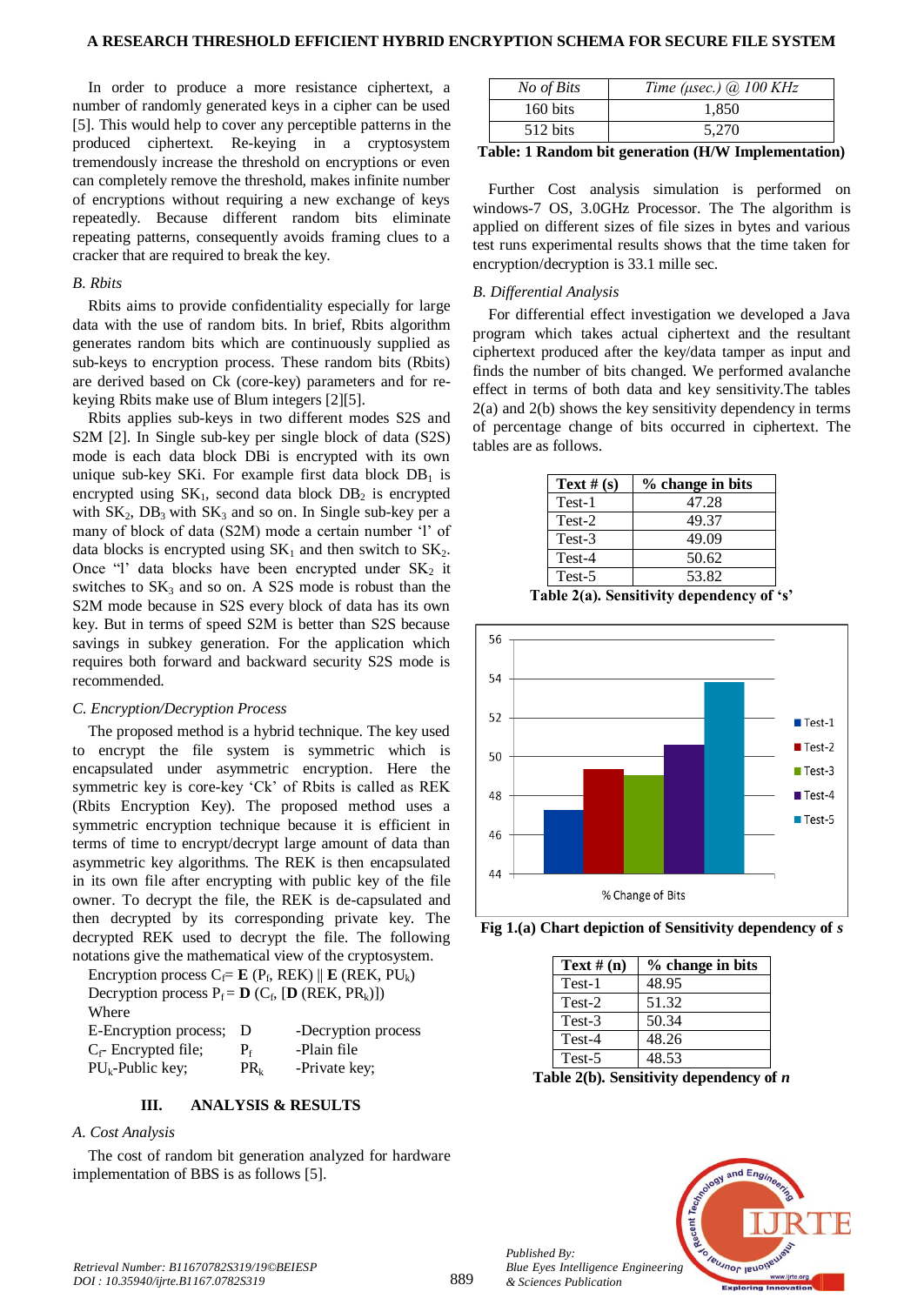In order to produce a more resistance ciphertext, a number of randomly generated keys in a cipher can be used [5]. This would help to cover any perceptible patterns in the produced ciphertext. Re-keying in a cryptosystem tremendously increase the threshold on encryptions or even can completely remove the threshold, makes infinite number of encryptions without requiring a new exchange of keys repeatedly. Because different random bits eliminate repeating patterns, consequently avoids framing clues to a cracker that are required to break the key.

*B. Rbits*

Rbits aims to provide confidentiality especially for large data with the use of random bits. In brief, Rbits algorithm generates random bits which are continuously supplied as sub-keys to encryption process. These random bits (Rbits) are derived based on Ck (core-key) parameters and for re-keying Rbits make use of Blum integers [2][5].

Rbits applies sub-keys in two different modes S2S and S2M [2]. In Single sub-key per single block of data (S2S) mode is each data block DBi is encrypted with its own unique sub-key SKi. For example first data block $DB_1$ is encrypted using $SK_1$, second data block $DB_2$ is encrypted with $SK_2$, $DB_3$ with $SK_3$ and so on. In Single sub-key per a many of block of data (S2M) mode a certain number 'l' of data blocks is encrypted using $SK_1$ and then switch to $SK_2$. Once "l' data blocks have been encrypted under $SK_2$ it switches to $SK_3$ and so on. A S2S mode is robust than the S2M mode because in S2S every block of data has its own key. But in terms of speed S2M is better than S2S because savings in subkey generation. For the application which requires both forward and backward security S2S mode is recommended.

*C. Encryption/Decryption Process*

The proposed method is a hybrid technique. The key used to encrypt the file system is symmetric which is encapsulated under asymmetric encryption. Here the symmetric key is core-key 'Ck' of Rbits is called as REK (Rbits Encryption Key). The proposed method uses a symmetric encryption technique because it is efficient in terms of time to encrypt/decrypt large amount of data than asymmetric key algorithms. The REK is then encapsulated in its own file after encrypting with public key of the file owner. To decrypt the file, the REK is de-capsulated and then decrypted by its corresponding private key. The decrypted REK used to decrypt the file. The following notations give the mathematical view of the cryptosystem.

Encryption process $C_f = \mathbf{E}(P_f, REK) \parallel \mathbf{E}(REK, PU_k)$

Decryption process $P_f = \mathbf{D}(C_f, [\mathbf{D}(REK, PR_k)])$

Where

| | | |
|---|---|---|
| E-Encryption process; | D | -Decryption process |
| $C_f$- Encrypted file; | $P_f$ | -Plain file |
| $PU_k$-Public key; | $PR_k$ | -Private key; |

## III. ANALYSIS & RESULTS

*A. Cost Analysis*

The cost of random bit generation analyzed for hardware implementation of BBS is as follows [5].

| *No of Bits* | *Time (μsec.) @ 100 KHz* |
|---|---|
| 160 bits | 1,850 |
| 512 bits | 5,270 |

**Table: 1 Random bit generation (H/W Implementation)**

Further Cost analysis simulation is performed on windows-7 OS, 3.0GHz Processor. The The algorithm is applied on different sizes of file sizes in bytes and various test runs experimental results shows that the time taken for encryption/decryption is 33.1 mille sec.

*B. Differential Analysis*

For differential effect investigation we developed a Java program which takes actual ciphertext and the resultant ciphertext produced after the key/data tamper as input and finds the number of bits changed. We performed avalanche effect in terms of both data and key sensitivity.The tables 2(a) and 2(b) shows the key sensitivity dependency in terms of percentage change of bits occurred in ciphertext. The tables are as follows.

| Text # (s) | % change in bits |
|---|---|
| Test-1 | 47.28 |
| Test-2 | 49.37 |
| Test-3 | 49.09 |
| Test-4 | 50.62 |
| Test-5 | 53.82 |

**Table 2(a). Sensitivity dependency of 's'**

**Fig 1.(a) Chart depiction of Sensitivity dependency of *s***

| Text # (n) | % change in bits |
|---|---|
| Test-1 | 48.95 |
| Test-2 | 51.32 |
| Test-3 | 50.34 |
| Test-4 | 48.26 |
| Test-5 | 48.53 |

**Table 2(b). Sensitivity dependency of *n***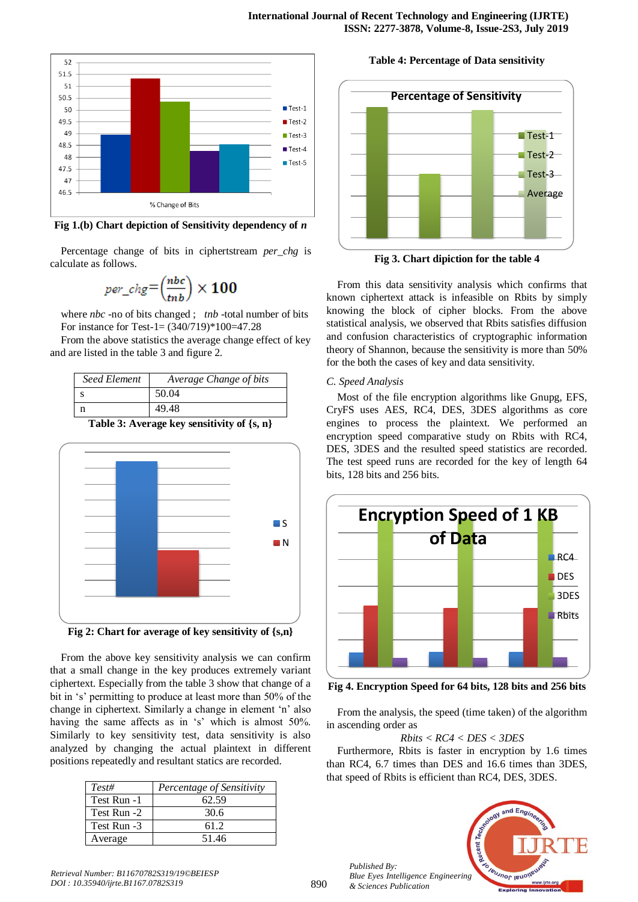Fig 1.(b) Chart depiction of Sensitivity dependency of *n*

Percentage change of bits in ciphertstream *per_chg* is calculate as follows.

$$per\_chg = \left(\frac{nbc}{tnb}\right) \times 100$$

where *nbc* -no of bits changed ; *tnb* -total number of bits

For instance for Test-1= (340/719)*100=47.28

From the above statistics the average change effect of key and are listed in the table 3 and figure 2.

| *Seed Element* | *Average Change of bits* |
|---|---|
| s | 50.04 |
| n | 49.48 |

**Table 3: Average key sensitivity of {s, n}**

**Fig 2: Chart for average of key sensitivity of {s,n}**

From the above key sensitivity analysis we can confirm that a small change in the key produces extremely variant ciphertext. Especially from the table 3 show that change of a bit in 's' permitting to produce at least more than 50% of the change in ciphertext. Similarly a change in element 'n' also having the same affects as in 's' which is almost 50%. Similarly to key sensitivity test, data sensitivity is also analyzed by changing the actual plaintext in different positions repeatedly and resultant statics are recorded.

| *Test#* | *Percentage of Sensitivity* |
|---|---|
| Test Run -1 | 62.59 |
| Test Run -2 | 30.6 |
| Test Run -3 | 61.2 |
| Average | 51.46 |

**Table 4: Percentage of Data sensitivity**

**Fig 3. Chart dipiction for the table 4**

From this data sensitivity analysis which confirms that known ciphertext attack is infeasible on Rbits by simply knowing the block of cipher blocks. From the above statistical analysis, we observed that Rbits satisfies diffusion and confusion characteristics of cryptographic information theory of Shannon, because the sensitivity is more than 50% for the both the cases of key and data sensitivity.

*C. Speed Analysis*

Most of the file encryption algorithms like Gnupg, EFS, CryFS uses AES, RC4, DES, 3DES algorithms as core engines to process the plaintext. We performed an encryption speed comparative study on Rbits with RC4, DES, 3DES and the resulted speed statistics are recorded. The test speed runs are recorded for the key of length 64 bits, 128 bits and 256 bits.

**Fig 4. Encryption Speed for 64 bits, 128 bits and 256 bits**

From the analysis, the speed (time taken) of the algorithm in ascending order as

*Rbits < RC4 < DES < 3DES*

Furthermore, Rbits is faster in encryption by 1.6 times than RC4, 6.7 times than DES and 16.6 times than 3DES, that speed of Rbits is efficient than RC4, DES, 3DES.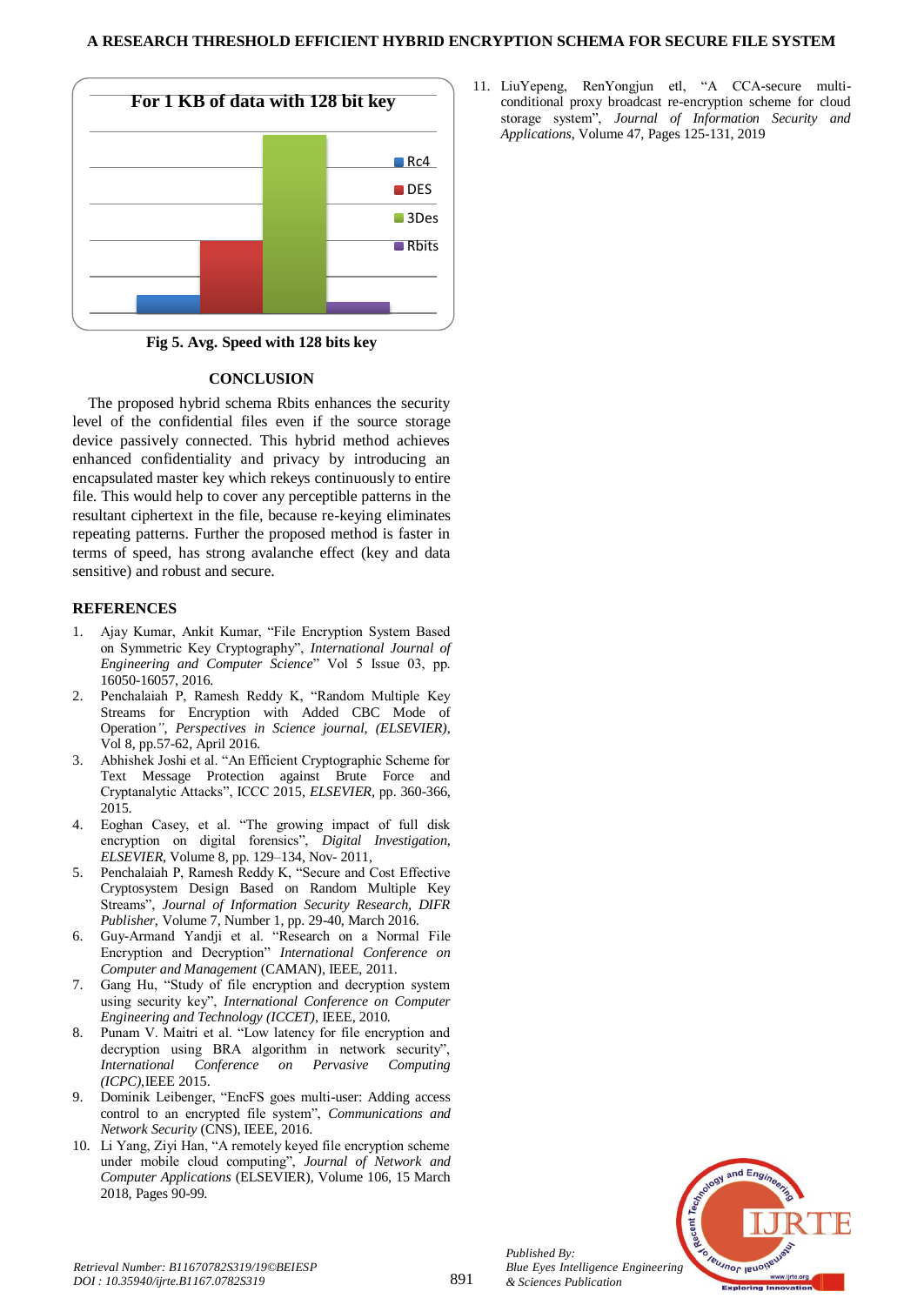For 1 KB of data with 128 bit key

Rc4

DES

3Des

Rbits

**Fig 5. Avg. Speed with 128 bits key**

## CONCLUSION

The proposed hybrid schema Rbits enhances the security level of the confidential files even if the source storage device passively connected. This hybrid method achieves enhanced confidentiality and privacy by introducing an encapsulated master key which rekeys continuously to entire file. This would help to cover any perceptible patterns in the resultant ciphertext in the file, because re-keying eliminates repeating patterns. Further the proposed method is faster in terms of speed, has strong avalanche effect (key and data sensitive) and robust and secure.

## REFERENCES

1. Ajay Kumar, Ankit Kumar, "File Encryption System Based on Symmetric Key Cryptography", *International Journal of Engineering and Computer Science*" Vol 5 Issue 03, pp. 16050-16057, 2016.
2. Penchalaiah P, Ramesh Reddy K, "Random Multiple Key Streams for Encryption with Added CBC Mode of Operation*", Perspectives in Science journal, (ELSEVIER)*, Vol 8, pp.57-62, April 2016.
3. Abhishek Joshi et al. "An Efficient Cryptographic Scheme for Text Message Protection against Brute Force and Cryptanalytic Attacks", ICCC 2015, *ELSEVIER*, pp. 360-366, 2015.
4. Eoghan Casey, et al. "The growing impact of full disk encryption on digital forensics", *Digital Investigation, ELSEVIER*, Volume 8, pp. 129–134, Nov- 2011,
5. Penchalaiah P, Ramesh Reddy K, "Secure and Cost Effective Cryptosystem Design Based on Random Multiple Key Streams", *Journal of Information Security Research, DIFR Publisher*, Volume 7, Number 1, pp. 29-40, March 2016.
6. Guy-Armand Yandji et al. "Research on a Normal File Encryption and Decryption" *International Conference on Computer and Management* (CAMAN), IEEE, 2011.
7. Gang Hu, "Study of file encryption and decryption system using security key", *International Conference on Computer Engineering and Technology (ICCET)*, IEEE, 2010.
8. Punam V. Maitri et al. "Low latency for file encryption and decryption using BRA algorithm in network security", *International Conference on Pervasive Computing (ICPC)*,IEEE 2015.
9. Dominik Leibenger, "EncFS goes multi-user: Adding access control to an encrypted file system", *Communications and Network Security* (CNS), IEEE, 2016.
10. Li Yang, Ziyi Han, "A remotely keyed file encryption scheme under mobile cloud computing", *Journal of Network and Computer Applications* (ELSEVIER), Volume 106, 15 March 2018, Pages 90-99.
11. LiuYepeng, RenYongjun etl, "A CCA-secure multi-conditional proxy broadcast re-encryption scheme for cloud storage system", *Journal of Information Security and Applications*, Volume 47, Pages 125-131, 2019